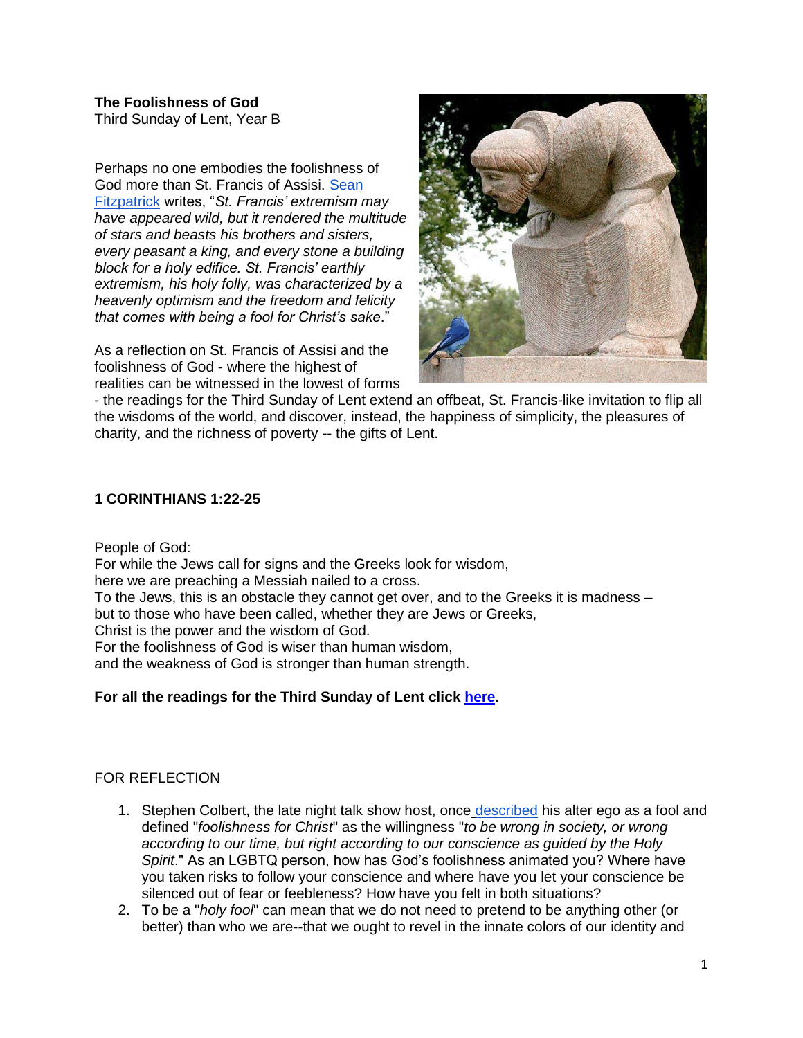**The Foolishness of God**
Third Sunday of Lent, Year B

Perhaps no one embodies the foolishness of God more than St. Francis of Assisi. Sean Fitzpatrick writes, "*St. Francis' extremism may have appeared wild, but it rendered the multitude of stars and beasts his brothers and sisters, every peasant a king, and every stone a building block for a holy edifice. St. Francis' earthly extremism, his holy folly, was characterized by a heavenly optimism and the freedom and felicity that comes with being a fool for Christ's sake*."

As a reflection on St. Francis of Assisi and the foolishness of God - where the highest of realities can be witnessed in the lowest of forms - the readings for the Third Sunday of Lent extend an offbeat, St. Francis-like invitation to flip all the wisdoms of the world, and discover, instead, the happiness of simplicity, the pleasures of charity, and the richness of poverty -- the gifts of Lent.

**1 CORINTHIANS 1:22-25**

People of God:
For while the Jews call for signs and the Greeks look for wisdom,
here we are preaching a Messiah nailed to a cross.
To the Jews, this is an obstacle they cannot get over, and to the Greeks it is madness –
but to those who have been called, whether they are Jews or Greeks,
Christ is the power and the wisdom of God.
For the foolishness of God is wiser than human wisdom,
and the weakness of God is stronger than human strength.

**For all the readings for the Third Sunday of Lent click here.**

FOR REFLECTION

1. Stephen Colbert, the late night talk show host, once described his alter ego as a fool and defined "*foolishness for Christ*" as the willingness "*to be wrong in society, or wrong according to our time, but right according to our conscience as guided by the Holy Spirit*." As an LGBTQ person, how has God's foolishness animated you? Where have you taken risks to follow your conscience and where have you let your conscience be silenced out of fear or feebleness? How have you felt in both situations?
2. To be a "*holy fool*" can mean that we do not need to pretend to be anything other (or better) than who we are--that we ought to revel in the innate colors of our identity and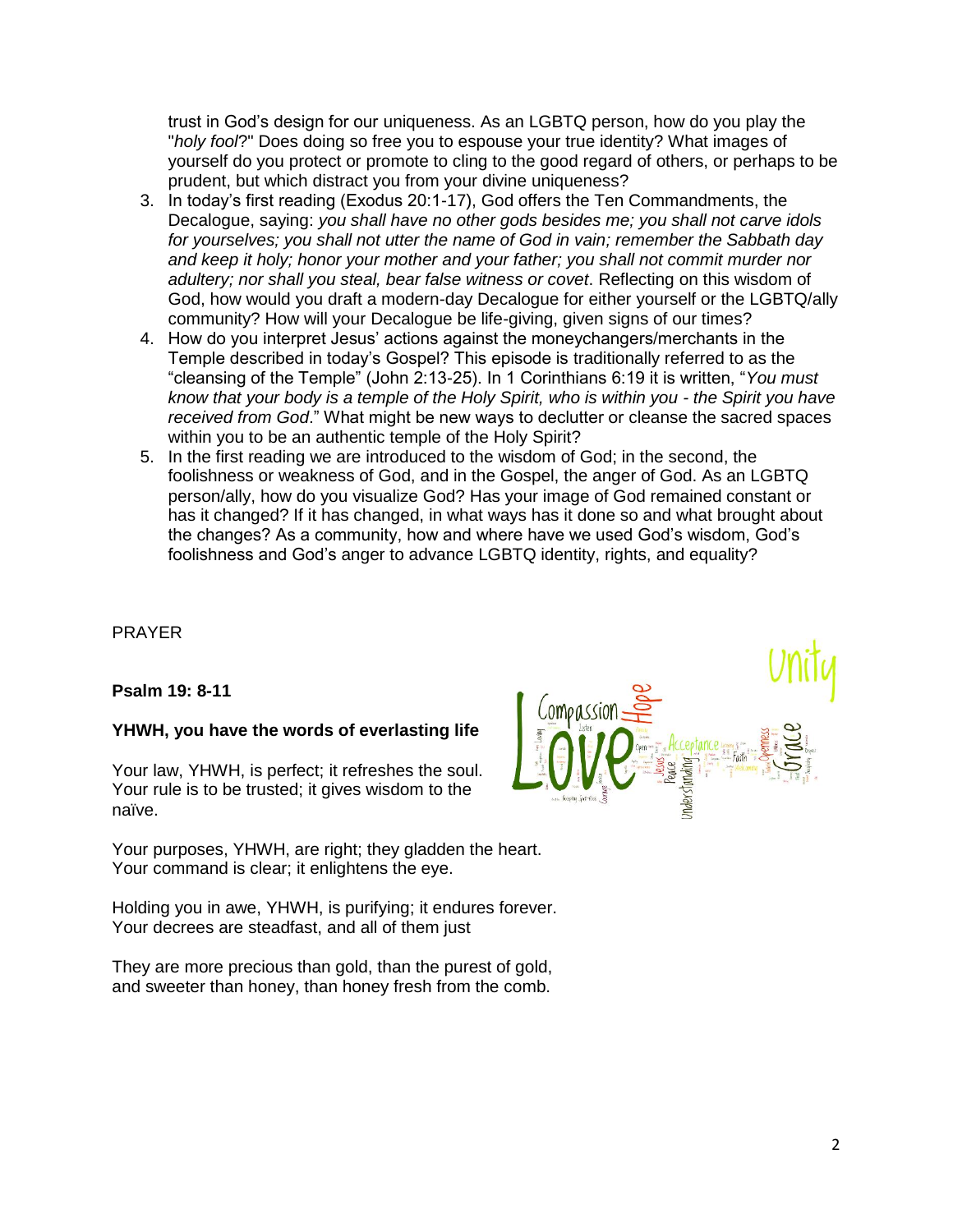trust in God's design for our uniqueness. As an LGBTQ person, how do you play the "*holy fool*?" Does doing so free you to espouse your true identity? What images of yourself do you protect or promote to cling to the good regard of others, or perhaps to be prudent, but which distract you from your divine uniqueness?

3. In today's first reading (Exodus 20:1-17), God offers the Ten Commandments, the Decalogue, saying: *you shall have no other gods besides me; you shall not carve idols for yourselves; you shall not utter the name of God in vain; remember the Sabbath day and keep it holy; honor your mother and your father; you shall not commit murder nor adultery; nor shall you steal, bear false witness or covet*. Reflecting on this wisdom of God, how would you draft a modern-day Decalogue for either yourself or the LGBTQ/ally community? How will your Decalogue be life-giving, given signs of our times?
4. How do you interpret Jesus' actions against the moneychangers/merchants in the Temple described in today's Gospel? This episode is traditionally referred to as the "cleansing of the Temple" (John 2:13-25). In 1 Corinthians 6:19 it is written, "*You must know that your body is a temple of the Holy Spirit, who is within you - the Spirit you have received from God*." What might be new ways to declutter or cleanse the sacred spaces within you to be an authentic temple of the Holy Spirit?
5. In the first reading we are introduced to the wisdom of God; in the second, the foolishness or weakness of God, and in the Gospel, the anger of God. As an LGBTQ person/ally, how do you visualize God? Has your image of God remained constant or has it changed? If it has changed, in what ways has it done so and what brought about the changes? As a community, how and where have we used God's wisdom, God's foolishness and God's anger to advance LGBTQ identity, rights, and equality?

PRAYER

**Psalm 19: 8-11**

**YHWH, you have the words of everlasting life**

Your law, YHWH, is perfect; it refreshes the soul.
Your rule is to be trusted; it gives wisdom to the naïve.

Your purposes, YHWH, are right; they gladden the heart.
Your command is clear; it enlightens the eye.

Holding you in awe, YHWH, is purifying; it endures forever.
Your decrees are steadfast, and all of them just

They are more precious than gold, than the purest of gold,
and sweeter than honey, than honey fresh from the comb.